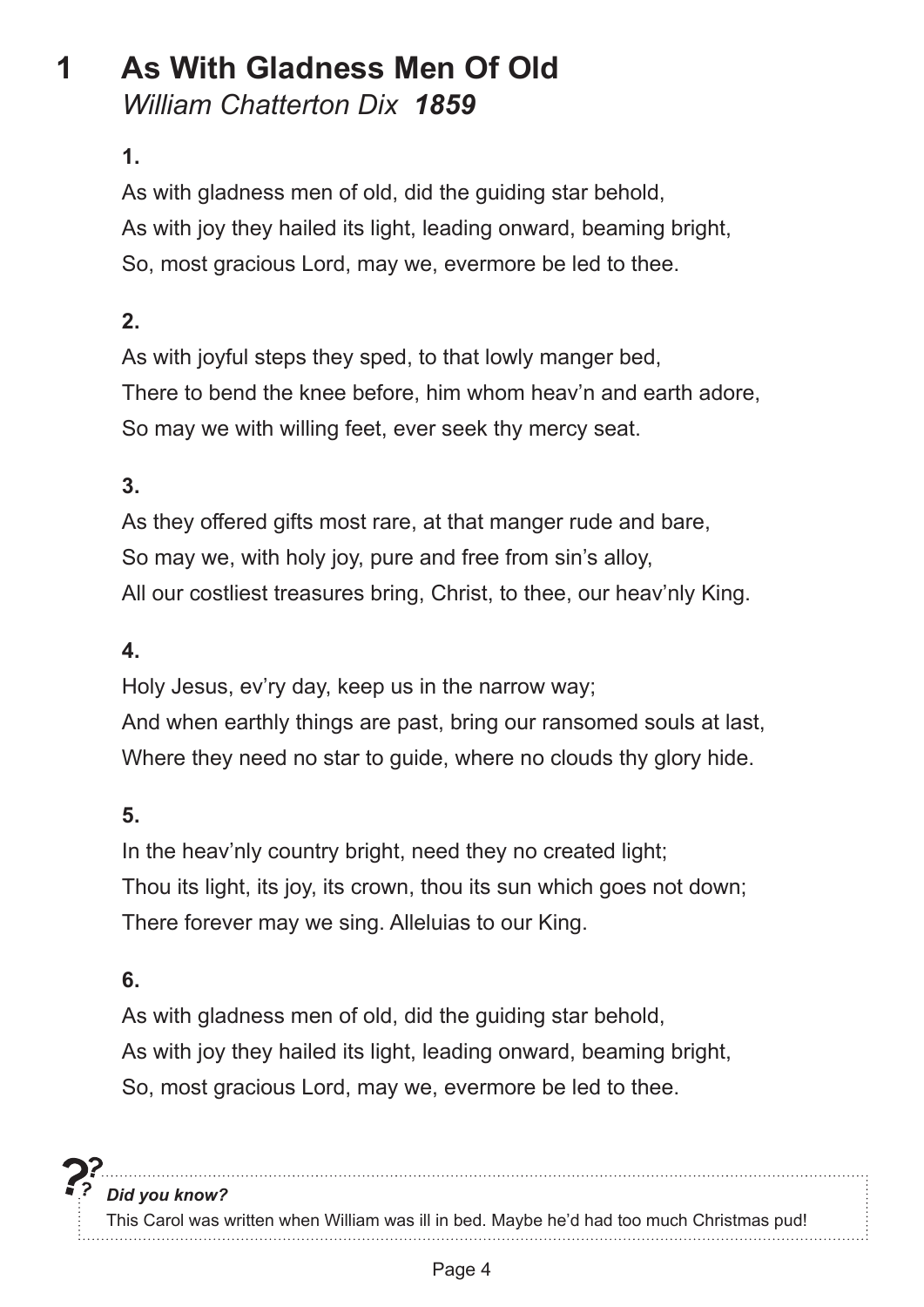# 1 As With Gladness Men Of Old

*William Chatterton Dix* ***1859***

**1.**

As with gladness men of old, did the guiding star behold,
As with joy they hailed its light, leading onward, beaming bright,
So, most gracious Lord, may we, evermore be led to thee.

**2.**

As with joyful steps they sped, to that lowly manger bed,
There to bend the knee before, him whom heav'n and earth adore,
So may we with willing feet, ever seek thy mercy seat.

**3.**

As they offered gifts most rare, at that manger rude and bare,
So may we, with holy joy, pure and free from sin's alloy,
All our costliest treasures bring, Christ, to thee, our heav'nly King.

**4.**

Holy Jesus, ev'ry day, keep us in the narrow way;
And when earthly things are past, bring our ransomed souls at last,
Where they need no star to guide, where no clouds thy glory hide.

**5.**

In the heav'nly country bright, need they no created light;
Thou its light, its joy, its crown, thou its sun which goes not down;
There forever may we sing. Alleluias to our King.

**6.**

As with gladness men of old, did the guiding star behold,
As with joy they hailed its light, leading onward, beaming bright,
So, most gracious Lord, may we, evermore be led to thee.

***Did you know?***

This Carol was written when William was ill in bed. Maybe he'd had too much Christmas pud!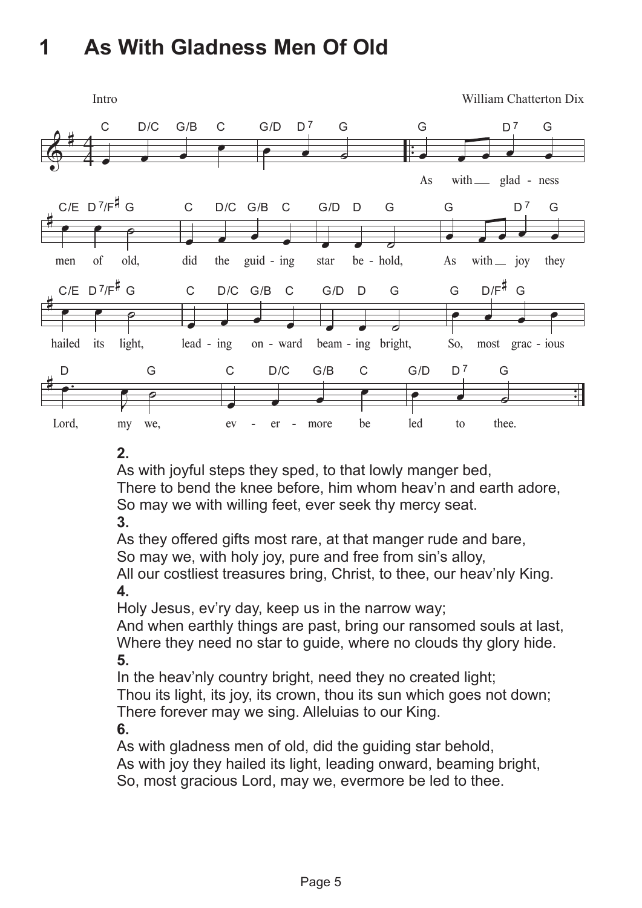# 1 As With Gladness Men Of Old

Intro

William Chatterton Dix

C D/C G/B C G/D D7 G G D7 G

As with\_\_ glad - ness

C/E D7/F# G C D/C G/B C G/D D G G D7 G

men of old, did the guid - ing star be - hold, As with\_\_ joy they

C/E D7/F# G C D/C G/B C G/D D G G D/F# G

hailed its light, lead - ing on - ward beam - ing bright, So, most grac - ious

D G C D/C G/B C G/D D7 G

Lord, my we, ev - er - more be led to thee.

**2.**
As with joyful steps they sped, to that lowly manger bed,
There to bend the knee before, him whom heav'n and earth adore,
So may we with willing feet, ever seek thy mercy seat.

**3.**
As they offered gifts most rare, at that manger rude and bare,
So may we, with holy joy, pure and free from sin's alloy,
All our costliest treasures bring, Christ, to thee, our heav'nly King.

**4.**
Holy Jesus, ev'ry day, keep us in the narrow way;
And when earthly things are past, bring our ransomed souls at last,
Where they need no star to guide, where no clouds thy glory hide.

**5.**
In the heav'nly country bright, need they no created light;
Thou its light, its joy, its crown, thou its sun which goes not down;
There forever may we sing. Alleluias to our King.

**6.**
As with gladness men of old, did the guiding star behold,
As with joy they hailed its light, leading onward, beaming bright,
So, most gracious Lord, may we, evermore be led to thee.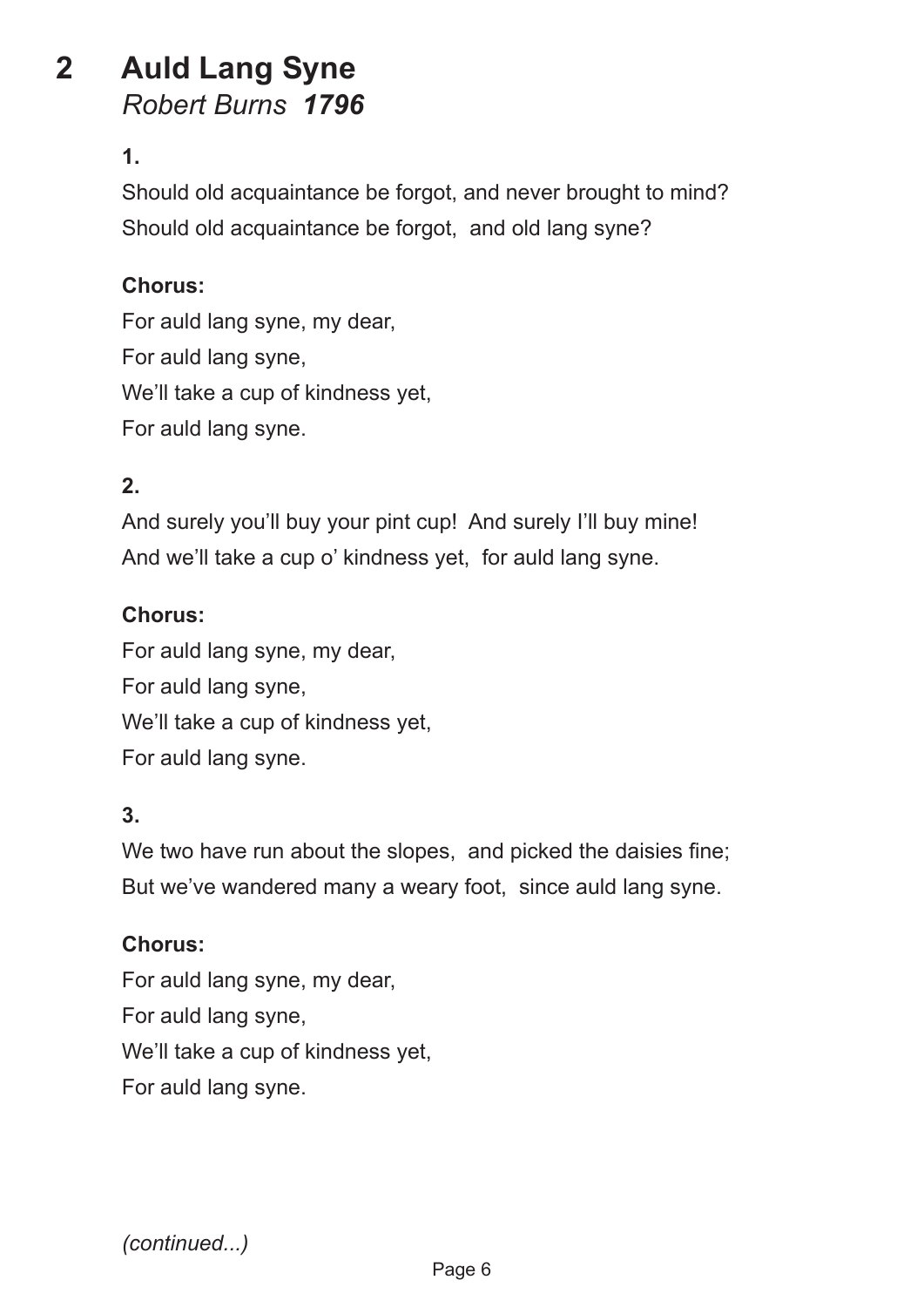# 2 Auld Lang Syne

*Robert Burns* ***1796***

**1.**

Should old acquaintance be forgot, and never brought to mind?
Should old acquaintance be forgot, and old lang syne?

**Chorus:**

For auld lang syne, my dear,
For auld lang syne,
We'll take a cup of kindness yet,
For auld lang syne.

**2.**

And surely you'll buy your pint cup! And surely I'll buy mine!
And we'll take a cup o' kindness yet, for auld lang syne.

**Chorus:**

For auld lang syne, my dear,
For auld lang syne,
We'll take a cup of kindness yet,
For auld lang syne.

**3.**

We two have run about the slopes, and picked the daisies fine;
But we've wandered many a weary foot, since auld lang syne.

**Chorus:**

For auld lang syne, my dear,
For auld lang syne,
We'll take a cup of kindness yet,
For auld lang syne.

*(continued...)*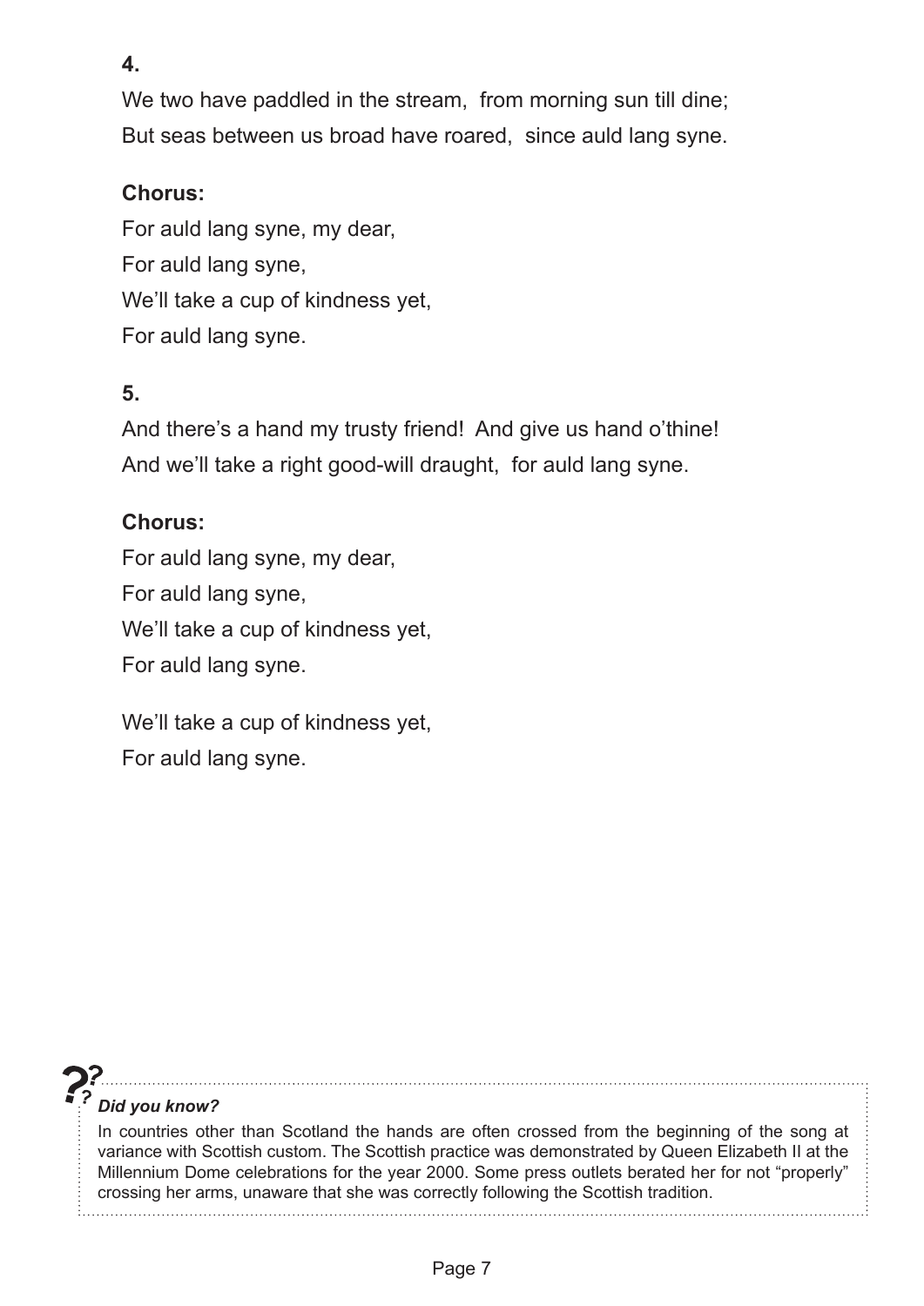**4.**

We two have paddled in the stream, from morning sun till dine;
But seas between us broad have roared, since auld lang syne.

**Chorus:**

For auld lang syne, my dear,
For auld lang syne,
We'll take a cup of kindness yet,
For auld lang syne.

**5.**

And there's a hand my trusty friend! And give us hand o'thine!
And we'll take a right good-will draught, for auld lang syne.

**Chorus:**

For auld lang syne, my dear,
For auld lang syne,
We'll take a cup of kindness yet,
For auld lang syne.

We'll take a cup of kindness yet,
For auld lang syne.

***Did you know?***

In countries other than Scotland the hands are often crossed from the beginning of the song at variance with Scottish custom. The Scottish practice was demonstrated by Queen Elizabeth II at the Millennium Dome celebrations for the year 2000. Some press outlets berated her for not "properly" crossing her arms, unaware that she was correctly following the Scottish tradition.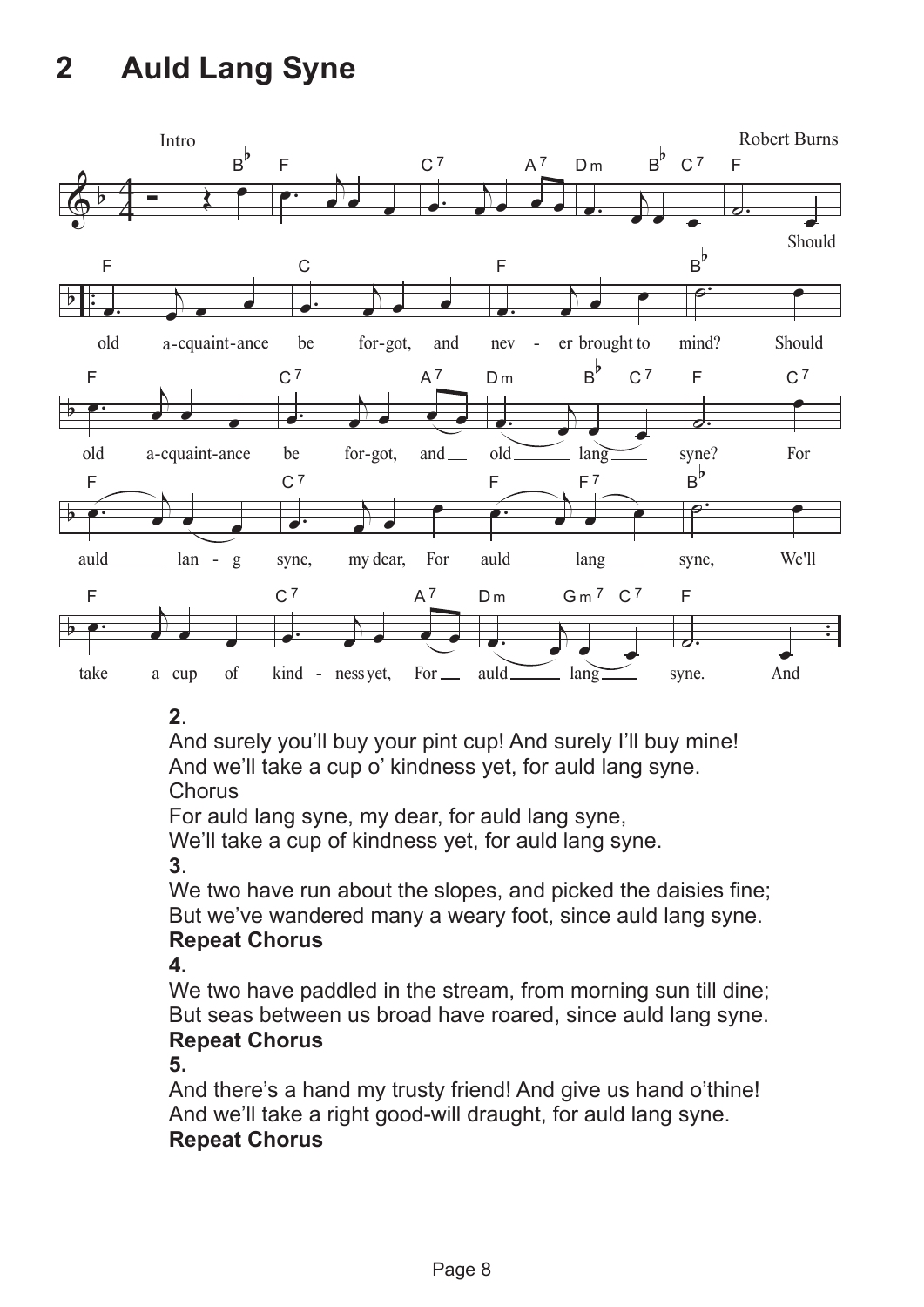# 2 Auld Lang Syne

Robert Burns

**2**.

And surely you'll buy your pint cup! And surely I'll buy mine!
And we'll take a cup o' kindness yet, for auld lang syne.
Chorus
For auld lang syne, my dear, for auld lang syne,
We'll take a cup of kindness yet, for auld lang syne.

**3**.

We two have run about the slopes, and picked the daisies fine;
But we've wandered many a weary foot, since auld lang syne.
**Repeat Chorus**

**4.**

We two have paddled in the stream, from morning sun till dine;
But seas between us broad have roared, since auld lang syne.
**Repeat Chorus**

**5.**

And there's a hand my trusty friend! And give us hand o'thine!
And we'll take a right good-will draught, for auld lang syne.
**Repeat Chorus**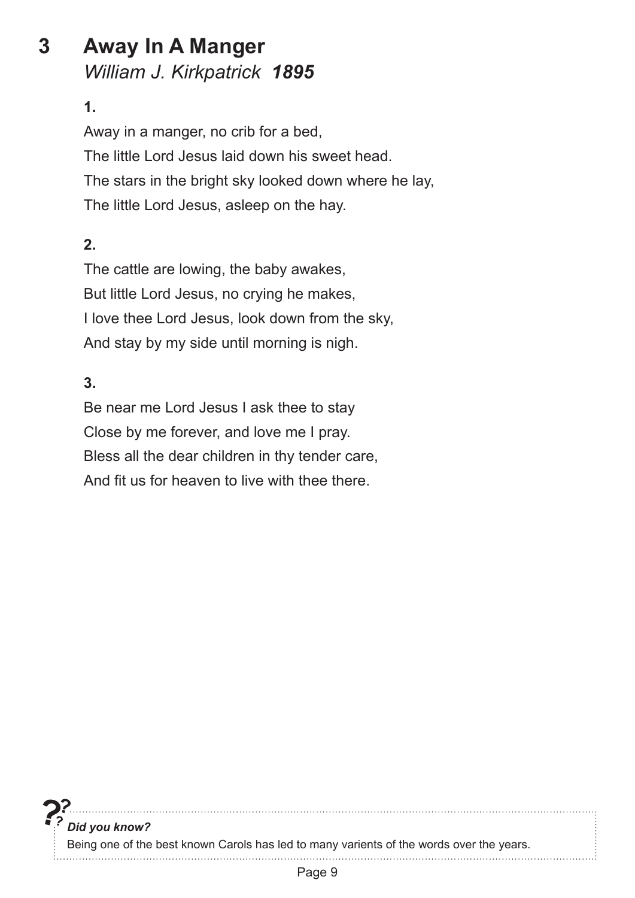# 3 Away In A Manger

*William J. Kirkpatrick* ***1895***

**1.**

Away in a manger, no crib for a bed,
The little Lord Jesus laid down his sweet head.
The stars in the bright sky looked down where he lay,
The little Lord Jesus, asleep on the hay.

**2.**

The cattle are lowing, the baby awakes,
But little Lord Jesus, no crying he makes,
I love thee Lord Jesus, look down from the sky,
And stay by my side until morning is nigh.

**3.**

Be near me Lord Jesus I ask thee to stay
Close by me forever, and love me I pray.
Bless all the dear children in thy tender care,
And fit us for heaven to live with thee there.

***Did you know?***

Being one of the best known Carols has led to many varients of the words over the years.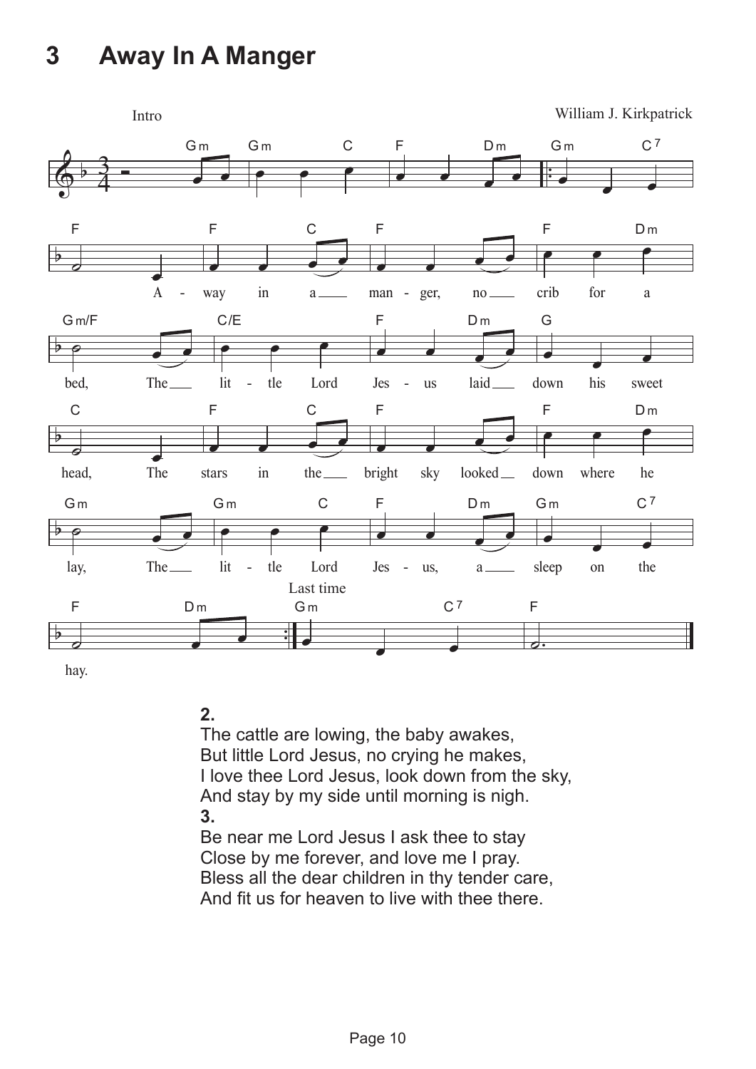# 3 Away In A Manger

Intro

William J. Kirkpatrick

Gm Gm C F Dm Gm C7

F F C F F Dm

A - way in a man - ger, no crib for a

Gm/F C/E F Dm G

bed, The lit - tle Lord Jes - us laid down his sweet

C F C F F Dm

head, The stars in the bright sky looked down where he

Gm Gm C F Dm Gm C7

lay, The lit - tle Lord Jes - us, a sleep on the

F Dm Gm C7 F

Last time

hay.

**2.**
The cattle are lowing, the baby awakes,
But little Lord Jesus, no crying he makes,
I love thee Lord Jesus, look down from the sky,
And stay by my side until morning is nigh.

**3.**
Be near me Lord Jesus I ask thee to stay
Close by me forever, and love me I pray.
Bless all the dear children in thy tender care,
And fit us for heaven to live with thee there.